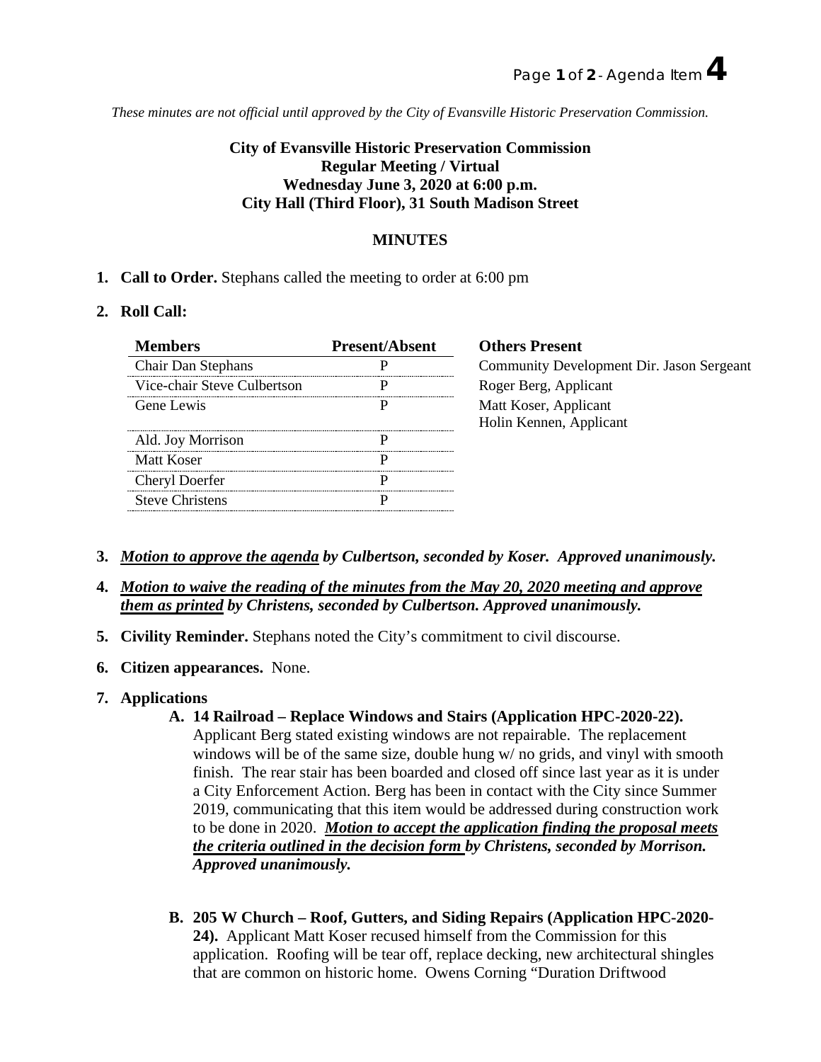*These minutes are not official until approved by the City of Evansville Historic Preservation Commission.*

**City of Evansville Historic Preservation Commission**
**Regular Meeting / Virtual**
**Wednesday June 3, 2020 at 6:00 p.m.**
**City Hall (Third Floor), 31 South Madison Street**

**MINUTES**

1. **Call to Order.** Stephans called the meeting to order at 6:00 pm

2. **Roll Call:**

| Members | Present/Absent |
|---|---|
| Chair Dan Stephans | P |
| Vice-chair Steve Culbertson | P |
| Gene Lewis | P |
| Ald. Joy Morrison | P |
| Matt Koser | P |
| Cheryl Doerfer | P |
| Steve Christens | P |

**Others Present**
Community Development Dir. Jason Sergeant
Roger Berg, Applicant
Matt Koser, Applicant
Holin Kennen, Applicant

3. ***Motion to approve the agenda by Culbertson, seconded by Koser. Approved unanimously.***

4. ***Motion to waive the reading of the minutes from the May 20, 2020 meeting and approve them as printed by Christens, seconded by Culbertson. Approved unanimously.***

5. **Civility Reminder.** Stephans noted the City's commitment to civil discourse.

6. **Citizen appearances.** None.

7. **Applications**

   **A. 14 Railroad – Replace Windows and Stairs (Application HPC-2020-22).** Applicant Berg stated existing windows are not repairable. The replacement windows will be of the same size, double hung w/ no grids, and vinyl with smooth finish. The rear stair has been boarded and closed off since last year as it is under a City Enforcement Action. Berg has been in contact with the City since Summer 2019, communicating that this item would be addressed during construction work to be done in 2020. ***Motion to accept the application finding the proposal meets the criteria outlined in the decision form by Christens, seconded by Morrison. Approved unanimously.***

   **B. 205 W Church – Roof, Gutters, and Siding Repairs (Application HPC-2020-24).** Applicant Matt Koser recused himself from the Commission for this application. Roofing will be tear off, replace decking, new architectural shingles that are common on historic home. Owens Corning "Duration Driftwood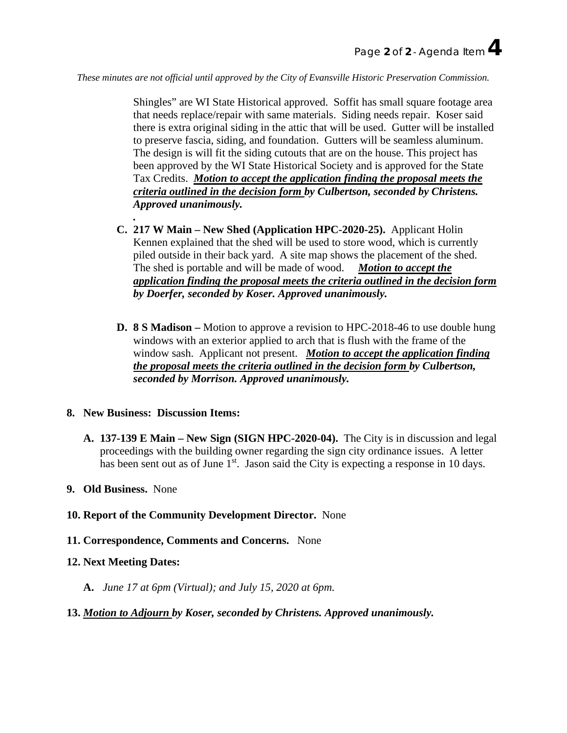*These minutes are not official until approved by the City of Evansville Historic Preservation Commission.*

Shingles" are WI State Historical approved. Soffit has small square footage area that needs replace/repair with same materials. Siding needs repair. Koser said there is extra original siding in the attic that will be used. Gutter will be installed to preserve fascia, siding, and foundation. Gutters will be seamless aluminum. The design is will fit the siding cutouts that are on the house. This project has been approved by the WI State Historical Society and is approved for the State Tax Credits. ***Motion to accept the application finding the proposal meets the criteria outlined in the decision form by Culbertson, seconded by Christens. Approved unanimously.***

**.**

C. **217 W Main – New Shed (Application HPC-2020-25).** Applicant Holin Kennen explained that the shed will be used to store wood, which is currently piled outside in their back yard. A site map shows the placement of the shed. The shed is portable and will be made of wood. ***Motion to accept the application finding the proposal meets the criteria outlined in the decision form by Doerfer, seconded by Koser. Approved unanimously.***

D. **8 S Madison –** Motion to approve a revision to HPC-2018-46 to use double hung windows with an exterior applied to arch that is flush with the frame of the window sash. Applicant not present. ***Motion to accept the application finding the proposal meets the criteria outlined in the decision form by Culbertson, seconded by Morrison. Approved unanimously.***

**8. New Business: Discussion Items:**

A. **137-139 E Main – New Sign (SIGN HPC-2020-04).** The City is in discussion and legal proceedings with the building owner regarding the sign city ordinance issues. A letter has been sent out as of June 1st. Jason said the City is expecting a response in 10 days.

**9. Old Business.** None

**10. Report of the Community Development Director.** None

**11. Correspondence, Comments and Concerns.** None

**12. Next Meeting Dates:**

A. *June 17 at 6pm (Virtual); and July 15, 2020 at 6pm.*

**13. *Motion to Adjourn by Koser, seconded by Christens. Approved unanimously.***